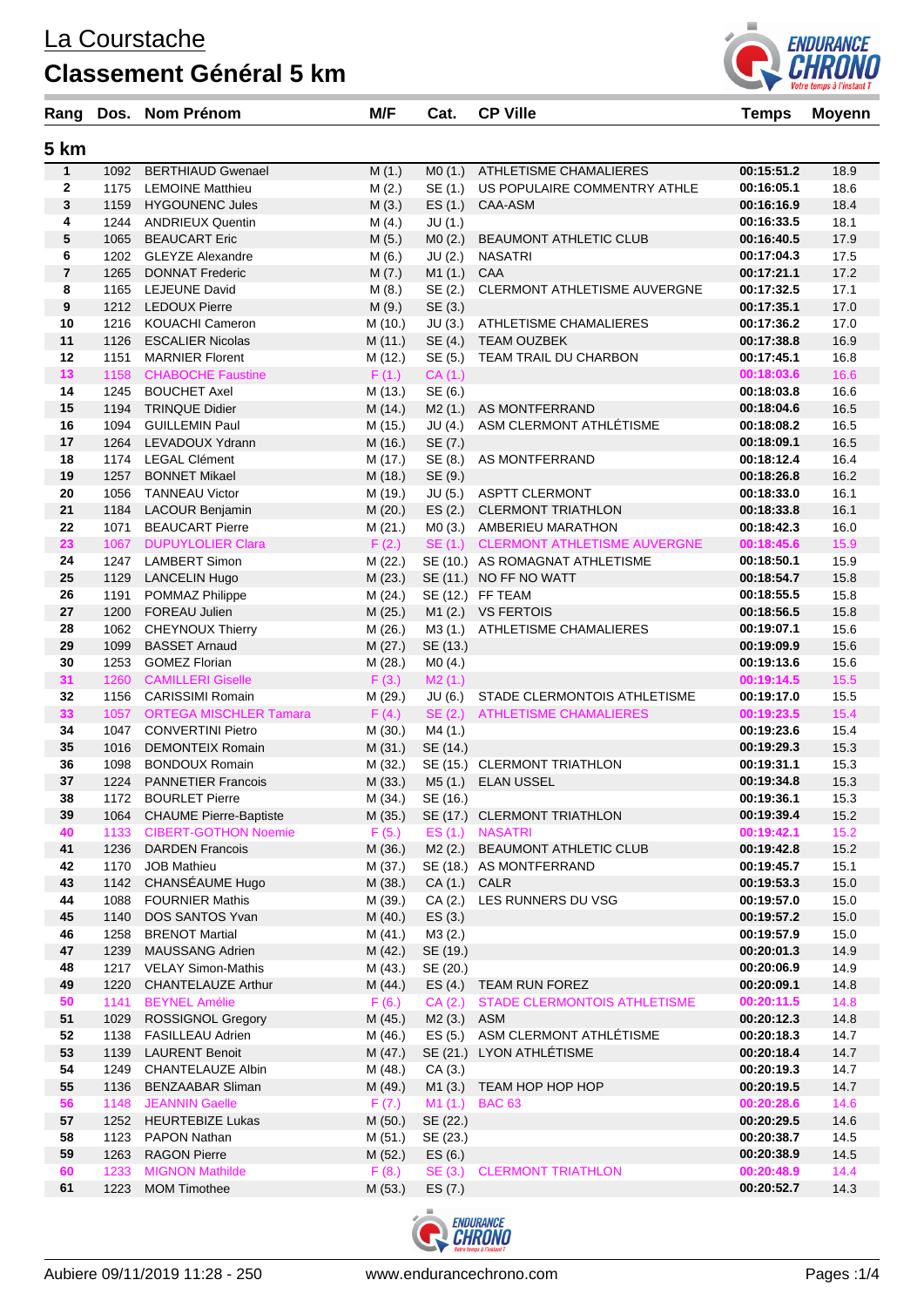# La Courstache

## Classement Général 5 km

| Rang | Dos. | Nom Prénom | M/F | Cat. | CP Ville | Temps | Moyenn |
|---|---|---|---|---|---|---|---|
| **5 km** | | | | | | | |
| 1 | 1092 | BERTHIAUD Gwenael | M (1.) | M0 (1.) | ATHLETISME CHAMALIERES | 00:15:51.2 | 18.9 |
| 2 | 1175 | LEMOINE Matthieu | M (2.) | SE (1.) | US POPULAIRE COMMENTRY ATHLE | 00:16:05.1 | 18.6 |
| 3 | 1159 | HYGOUNENC Jules | M (3.) | ES (1.) | CAA-ASM | 00:16:16.9 | 18.4 |
| 4 | 1244 | ANDRIEUX Quentin | M (4.) | JU (1.) | | 00:16:33.5 | 18.1 |
| 5 | 1065 | BEAUCART Eric | M (5.) | M0 (2.) | BEAUMONT ATHLETIC CLUB | 00:16:40.5 | 17.9 |
| 6 | 1202 | GLEYZE Alexandre | M (6.) | JU (2.) | NASATRI | 00:17:04.3 | 17.5 |
| 7 | 1265 | DONNAT Frederic | M (7.) | M1 (1.) | CAA | 00:17:21.1 | 17.2 |
| 8 | 1165 | LEJEUNE David | M (8.) | SE (2.) | CLERMONT ATHLETISME AUVERGNE | 00:17:32.5 | 17.1 |
| 9 | 1212 | LEDOUX Pierre | M (9.) | SE (3.) | | 00:17:35.1 | 17.0 |
| 10 | 1216 | KOUACHI Cameron | M (10.) | JU (3.) | ATHLETISME CHAMALIERES | 00:17:36.2 | 17.0 |
| 11 | 1126 | ESCALIER Nicolas | M (11.) | SE (4.) | TEAM OUZBEK | 00:17:38.8 | 16.9 |
| 12 | 1151 | MARNIER Florent | M (12.) | SE (5.) | TEAM TRAIL DU CHARBON | 00:17:45.1 | 16.8 |
| 13 | 1158 | CHABOCHE Faustine | F (1.) | CA (1.) | | 00:18:03.6 | 16.6 |
| 14 | 1245 | BOUCHET Axel | M (13.) | SE (6.) | | 00:18:03.8 | 16.6 |
| 15 | 1194 | TRINQUE Didier | M (14.) | M2 (1.) | AS MONTFERRAND | 00:18:04.6 | 16.5 |
| 16 | 1094 | GUILLEMIN Paul | M (15.) | JU (4.) | ASM CLERMONT ATHLÉTISME | 00:18:08.2 | 16.5 |
| 17 | 1264 | LEVADOUX Ydrann | M (16.) | SE (7.) | | 00:18:09.1 | 16.5 |
| 18 | 1174 | LEGAL Clément | M (17.) | SE (8.) | AS MONTFERRAND | 00:18:12.4 | 16.4 |
| 19 | 1257 | BONNET Mikael | M (18.) | SE (9.) | | 00:18:26.8 | 16.2 |
| 20 | 1056 | TANNEAU Victor | M (19.) | JU (5.) | ASPTT CLERMONT | 00:18:33.0 | 16.1 |
| 21 | 1184 | LACOUR Benjamin | M (20.) | ES (2.) | CLERMONT TRIATHLON | 00:18:33.8 | 16.1 |
| 22 | 1071 | BEAUCART Pierre | M (21.) | M0 (3.) | AMBERIEU MARATHON | 00:18:42.3 | 16.0 |
| 23 | 1067 | DUPUYLOLIER Clara | F (2.) | SE (1.) | CLERMONT ATHLETISME AUVERGNE | 00:18:45.6 | 15.9 |
| 24 | 1247 | LAMBERT Simon | M (22.) | SE (10.) | AS ROMAGNAT ATHLETISME | 00:18:50.1 | 15.9 |
| 25 | 1129 | LANCELIN Hugo | M (23.) | SE (11.) | NO FF NO WATT | 00:18:54.7 | 15.8 |
| 26 | 1191 | POMMAZ Philippe | M (24.) | SE (12.) | FF TEAM | 00:18:55.5 | 15.8 |
| 27 | 1200 | FOREAU Julien | M (25.) | M1 (2.) | VS FERTOIS | 00:18:56.5 | 15.8 |
| 28 | 1062 | CHEYNOUX Thierry | M (26.) | M3 (1.) | ATHLETISME CHAMALIERES | 00:19:07.1 | 15.6 |
| 29 | 1099 | BASSET Arnaud | M (27.) | SE (13.) | | 00:19:09.9 | 15.6 |
| 30 | 1253 | GOMEZ Florian | M (28.) | M0 (4.) | | 00:19:13.6 | 15.6 |
| 31 | 1260 | CAMILLERI Giselle | F (3.) | M2 (1.) | | 00:19:14.5 | 15.5 |
| 32 | 1156 | CARISSIMI Romain | M (29.) | JU (6.) | STADE CLERMONTOIS ATHLETISME | 00:19:17.0 | 15.5 |
| 33 | 1057 | ORTEGA MISCHLER Tamara | F (4.) | SE (2.) | ATHLETISME CHAMALIERES | 00:19:23.5 | 15.4 |
| 34 | 1047 | CONVERTINI Pietro | M (30.) | M4 (1.) | | 00:19:23.6 | 15.4 |
| 35 | 1016 | DEMONTEIX Romain | M (31.) | SE (14.) | | 00:19:29.3 | 15.3 |
| 36 | 1098 | BONDOUX Romain | M (32.) | SE (15.) | CLERMONT TRIATHLON | 00:19:31.1 | 15.3 |
| 37 | 1224 | PANNETIER Francois | M (33.) | M5 (1.) | ELAN USSEL | 00:19:34.8 | 15.3 |
| 38 | 1172 | BOURLET Pierre | M (34.) | SE (16.) | | 00:19:36.1 | 15.3 |
| 39 | 1064 | CHAUME Pierre-Baptiste | M (35.) | SE (17.) | CLERMONT TRIATHLON | 00:19:39.4 | 15.2 |
| 40 | 1133 | CIBERT-GOTHON Noemie | F (5.) | ES (1.) | NASATRI | 00:19:42.1 | 15.2 |
| 41 | 1236 | DARDEN Francois | M (36.) | M2 (2.) | BEAUMONT ATHLETIC CLUB | 00:19:42.8 | 15.2 |
| 42 | 1170 | JOB Mathieu | M (37.) | SE (18.) | AS MONTFERRAND | 00:19:45.7 | 15.1 |
| 43 | 1142 | CHANSÉAUME Hugo | M (38.) | CA (1.) | CALR | 00:19:53.3 | 15.0 |
| 44 | 1088 | FOURNIER Mathis | M (39.) | CA (2.) | LES RUNNERS DU VSG | 00:19:57.0 | 15.0 |
| 45 | 1140 | DOS SANTOS Yvan | M (40.) | ES (3.) | | 00:19:57.2 | 15.0 |
| 46 | 1258 | BRENOT Martial | M (41.) | M3 (2.) | | 00:19:57.9 | 15.0 |
| 47 | 1239 | MAUSSANG Adrien | M (42.) | SE (19.) | | 00:20:01.3 | 14.9 |
| 48 | 1217 | VELAY Simon-Mathis | M (43.) | SE (20.) | | 00:20:06.9 | 14.9 |
| 49 | 1220 | CHANTELAUZE Arthur | M (44.) | ES (4.) | TEAM RUN FOREZ | 00:20:09.1 | 14.8 |
| 50 | 1141 | BEYNEL Amélie | F (6.) | CA (2.) | STADE CLERMONTOIS ATHLETISME | 00:20:11.5 | 14.8 |
| 51 | 1029 | ROSSIGNOL Gregory | M (45.) | M2 (3.) | ASM | 00:20:12.3 | 14.8 |
| 52 | 1138 | FASILLEAU Adrien | M (46.) | ES (5.) | ASM CLERMONT ATHLÉTISME | 00:20:18.3 | 14.7 |
| 53 | 1139 | LAURENT Benoit | M (47.) | SE (21.) | LYON ATHLÉTISME | 00:20:18.4 | 14.7 |
| 54 | 1249 | CHANTELAUZE Albin | M (48.) | CA (3.) | | 00:20:19.3 | 14.7 |
| 55 | 1136 | BENZAABAR Sliman | M (49.) | M1 (3.) | TEAM HOP HOP HOP | 00:20:19.5 | 14.7 |
| 56 | 1148 | JEANNIN Gaelle | F (7.) | M1 (1.) | BAC 63 | 00:20:28.6 | 14.6 |
| 57 | 1252 | HEURTEBIZE Lukas | M (50.) | SE (22.) | | 00:20:29.5 | 14.6 |
| 58 | 1123 | PAPON Nathan | M (51.) | SE (23.) | | 00:20:38.7 | 14.5 |
| 59 | 1263 | RAGON Pierre | M (52.) | ES (6.) | | 00:20:38.9 | 14.5 |
| 60 | 1233 | MIGNON Mathilde | F (8.) | SE (3.) | CLERMONT TRIATHLON | 00:20:48.9 | 14.4 |
| 61 | 1223 | MOM Timothee | M (53.) | ES (7.) | | 00:20:52.7 | 14.3 |

Aubiere 09/11/2019 11:28 - 250    www.endurancechrono.com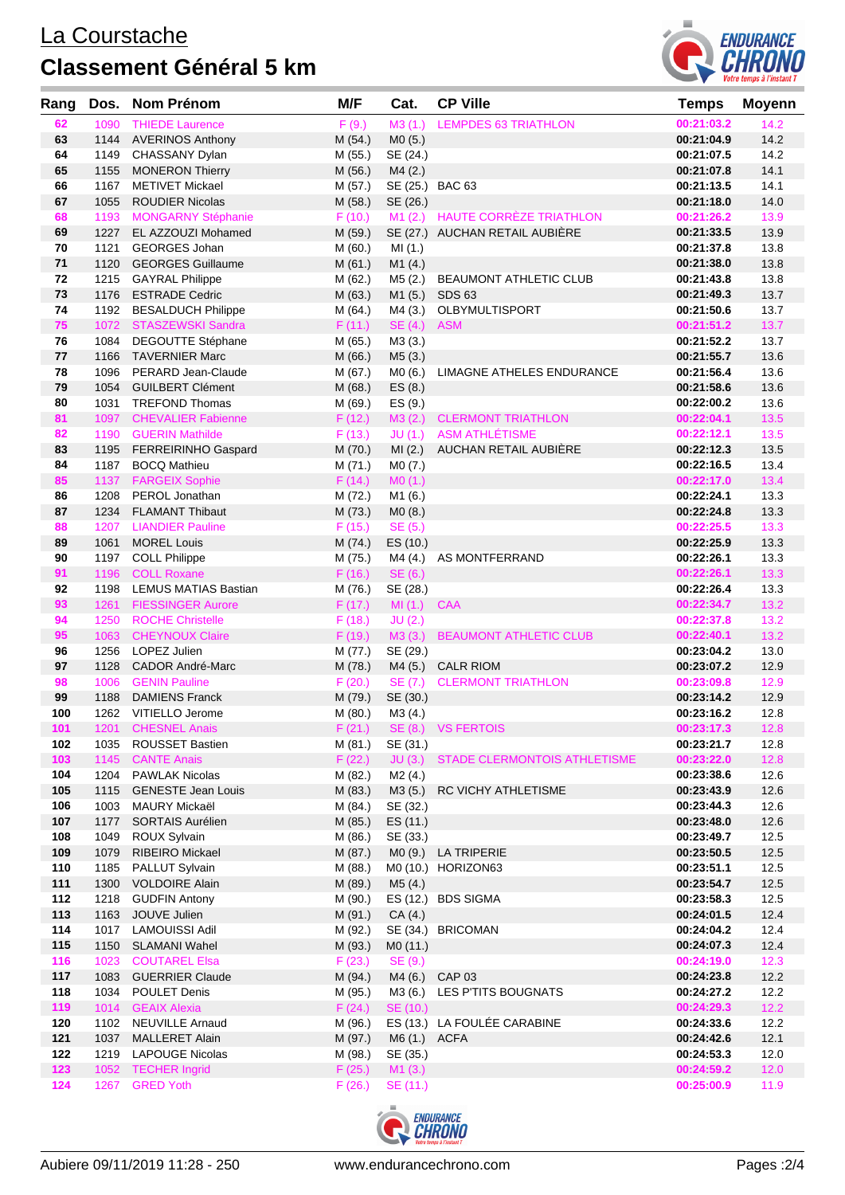# La Courstache

## Classement Général 5 km

| Rang | Dos. | Nom Prénom | M/F | Cat. | CP Ville | Temps | Moyenn |
|---|---|---|---|---|---|---|---|
| 62 | 1090 | THIEDE Laurence | F (9.) | M3 (1.) | LEMPDES 63 TRIATHLON | 00:21:03.2 | 14.2 |
| 63 | 1144 | AVERINOS Anthony | M (54.) | M0 (5.) | | 00:21:04.9 | 14.2 |
| 64 | 1149 | CHASSANY Dylan | M (55.) | SE (24.) | | 00:21:07.5 | 14.2 |
| 65 | 1155 | MONERON Thierry | M (56.) | M4 (2.) | | 00:21:07.8 | 14.1 |
| 66 | 1167 | METIVET Mickael | M (57.) | SE (25.) | BAC 63 | 00:21:13.5 | 14.1 |
| 67 | 1055 | ROUDIER Nicolas | M (58.) | SE (26.) | | 00:21:18.0 | 14.0 |
| 68 | 1193 | MONGARNY Stéphanie | F (10.) | M1 (2.) | HAUTE CORRÈZE TRIATHLON | 00:21:26.2 | 13.9 |
| 69 | 1227 | EL AZZOUZI Mohamed | M (59.) | SE (27.) | AUCHAN RETAIL AUBIÈRE | 00:21:33.5 | 13.9 |
| 70 | 1121 | GEORGES Johan | M (60.) | MI (1.) | | 00:21:37.8 | 13.8 |
| 71 | 1120 | GEORGES Guillaume | M (61.) | M1 (4.) | | 00:21:38.0 | 13.8 |
| 72 | 1215 | GAYRAL Philippe | M (62.) | M5 (2.) | BEAUMONT ATHLETIC CLUB | 00:21:43.8 | 13.8 |
| 73 | 1176 | ESTRADE Cedric | M (63.) | M1 (5.) | SDS 63 | 00:21:49.3 | 13.7 |
| 74 | 1192 | BESALDUCH Philippe | M (64.) | M4 (3.) | OLBYMULTISPORT | 00:21:50.6 | 13.7 |
| 75 | 1072 | STASZEWSKI Sandra | F (11.) | SE (4.) | ASM | 00:21:51.2 | 13.7 |
| 76 | 1084 | DEGOUTTE Stéphane | M (65.) | M3 (3.) | | 00:21:52.2 | 13.7 |
| 77 | 1166 | TAVERNIER Marc | M (66.) | M5 (3.) | | 00:21:55.7 | 13.6 |
| 78 | 1096 | PERARD Jean-Claude | M (67.) | M0 (6.) | LIMAGNE ATHELES ENDURANCE | 00:21:56.4 | 13.6 |
| 79 | 1054 | GUILBERT Clément | M (68.) | ES (8.) | | 00:21:58.6 | 13.6 |
| 80 | 1031 | TREFOND Thomas | M (69.) | ES (9.) | | 00:22:00.2 | 13.6 |
| 81 | 1097 | CHEVALIER Fabienne | F (12.) | M3 (2.) | CLERMONT TRIATHLON | 00:22:04.1 | 13.5 |
| 82 | 1190 | GUERIN Mathilde | F (13.) | JU (1.) | ASM ATHLÉTISME | 00:22:12.1 | 13.5 |
| 83 | 1195 | FERREIRINHO Gaspard | M (70.) | MI (2.) | AUCHAN RETAIL AUBIÈRE | 00:22:12.3 | 13.5 |
| 84 | 1187 | BOCQ Mathieu | M (71.) | M0 (7.) | | 00:22:16.5 | 13.4 |
| 85 | 1137 | FARGEIX Sophie | F (14.) | M0 (1.) | | 00:22:17.0 | 13.4 |
| 86 | 1208 | PEROL Jonathan | M (72.) | M1 (6.) | | 00:22:24.1 | 13.3 |
| 87 | 1234 | FLAMANT Thibaut | M (73.) | M0 (8.) | | 00:22:24.8 | 13.3 |
| 88 | 1207 | LIANDIER Pauline | F (15.) | SE (5.) | | 00:22:25.5 | 13.3 |
| 89 | 1061 | MOREL Louis | M (74.) | ES (10.) | | 00:22:25.9 | 13.3 |
| 90 | 1197 | COLL Philippe | M (75.) | M4 (4.) | AS MONTFERRAND | 00:22:26.1 | 13.3 |
| 91 | 1196 | COLL Roxane | F (16.) | SE (6.) | | 00:22:26.1 | 13.3 |
| 92 | 1198 | LEMUS MATIAS Bastian | M (76.) | SE (28.) | | 00:22:26.4 | 13.3 |
| 93 | 1261 | FIESSINGER Aurore | F (17.) | MI (1.) | CAA | 00:22:34.7 | 13.2 |
| 94 | 1250 | ROCHE Christelle | F (18.) | JU (2.) | | 00:22:37.8 | 13.2 |
| 95 | 1063 | CHEYNOUX Claire | F (19.) | M3 (3.) | BEAUMONT ATHLETIC CLUB | 00:22:40.1 | 13.2 |
| 96 | 1256 | LOPEZ Julien | M (77.) | SE (29.) | | 00:23:04.2 | 13.0 |
| 97 | 1128 | CADOR André-Marc | M (78.) | M4 (5.) | CALR RIOM | 00:23:07.2 | 12.9 |
| 98 | 1006 | GENIN Pauline | F (20.) | SE (7.) | CLERMONT TRIATHLON | 00:23:09.8 | 12.9 |
| 99 | 1188 | DAMIENS Franck | M (79.) | SE (30.) | | 00:23:14.2 | 12.9 |
| 100 | 1262 | VITIELLO Jerome | M (80.) | M3 (4.) | | 00:23:16.2 | 12.8 |
| 101 | 1201 | CHESNEL Anais | F (21.) | SE (8.) | VS FERTOIS | 00:23:17.3 | 12.8 |
| 102 | 1035 | ROUSSET Bastien | M (81.) | SE (31.) | | 00:23:21.7 | 12.8 |
| 103 | 1145 | CANTE Anais | F (22.) | JU (3.) | STADE CLERMONTOIS ATHLETISME | 00:23:22.0 | 12.8 |
| 104 | 1204 | PAWLAK Nicolas | M (82.) | M2 (4.) | | 00:23:38.6 | 12.6 |
| 105 | 1115 | GENESTE Jean Louis | M (83.) | M3 (5.) | RC VICHY ATHLETISME | 00:23:43.9 | 12.6 |
| 106 | 1003 | MAURY Mickaël | M (84.) | SE (32.) | | 00:23:44.3 | 12.6 |
| 107 | 1177 | SORTAIS Aurélien | M (85.) | ES (11.) | | 00:23:48.0 | 12.6 |
| 108 | 1049 | ROUX Sylvain | M (86.) | SE (33.) | | 00:23:49.7 | 12.5 |
| 109 | 1079 | RIBEIRO Mickael | M (87.) | M0 (9.) | LA TRIPERIE | 00:23:50.5 | 12.5 |
| 110 | 1185 | PALLUT Sylvain | M (88.) | M0 (10.) | HORIZON63 | 00:23:51.1 | 12.5 |
| 111 | 1300 | VOLDOIRE Alain | M (89.) | M5 (4.) | | 00:23:54.7 | 12.5 |
| 112 | 1218 | GUDFIN Antony | M (90.) | ES (12.) | BDS SIGMA | 00:23:58.3 | 12.5 |
| 113 | 1163 | JOUVE Julien | M (91.) | CA (4.) | | 00:24:01.5 | 12.4 |
| 114 | 1017 | LAMOUISSI Adil | M (92.) | SE (34.) | BRICOMAN | 00:24:04.2 | 12.4 |
| 115 | 1150 | SLAMANI Wahel | M (93.) | M0 (11.) | | 00:24:07.3 | 12.4 |
| 116 | 1023 | COUTAREL Elsa | F (23.) | SE (9.) | | 00:24:19.0 | 12.3 |
| 117 | 1083 | GUERRIER Claude | M (94.) | M4 (6.) | CAP 03 | 00:24:23.8 | 12.2 |
| 118 | 1034 | POULET Denis | M (95.) | M3 (6.) | LES P'TITS BOUGNATS | 00:24:27.2 | 12.2 |
| 119 | 1014 | GEAIX Alexia | F (24.) | SE (10.) | | 00:24:29.3 | 12.2 |
| 120 | 1102 | NEUVILLE Arnaud | M (96.) | ES (13.) | LA FOULÉE CARABINE | 00:24:33.6 | 12.2 |
| 121 | 1037 | MALLERET Alain | M (97.) | M6 (1.) | ACFA | 00:24:42.6 | 12.1 |
| 122 | 1219 | LAPOUGE Nicolas | M (98.) | SE (35.) | | 00:24:53.3 | 12.0 |
| 123 | 1052 | TECHER Ingrid | F (25.) | M1 (3.) | | 00:24:59.2 | 12.0 |
| 124 | 1267 | GRED Yoth | F (26.) | SE (11.) | | 00:25:00.9 | 11.9 |

Aubiere 09/11/2019 11:28 - 250 www.endurancechrono.com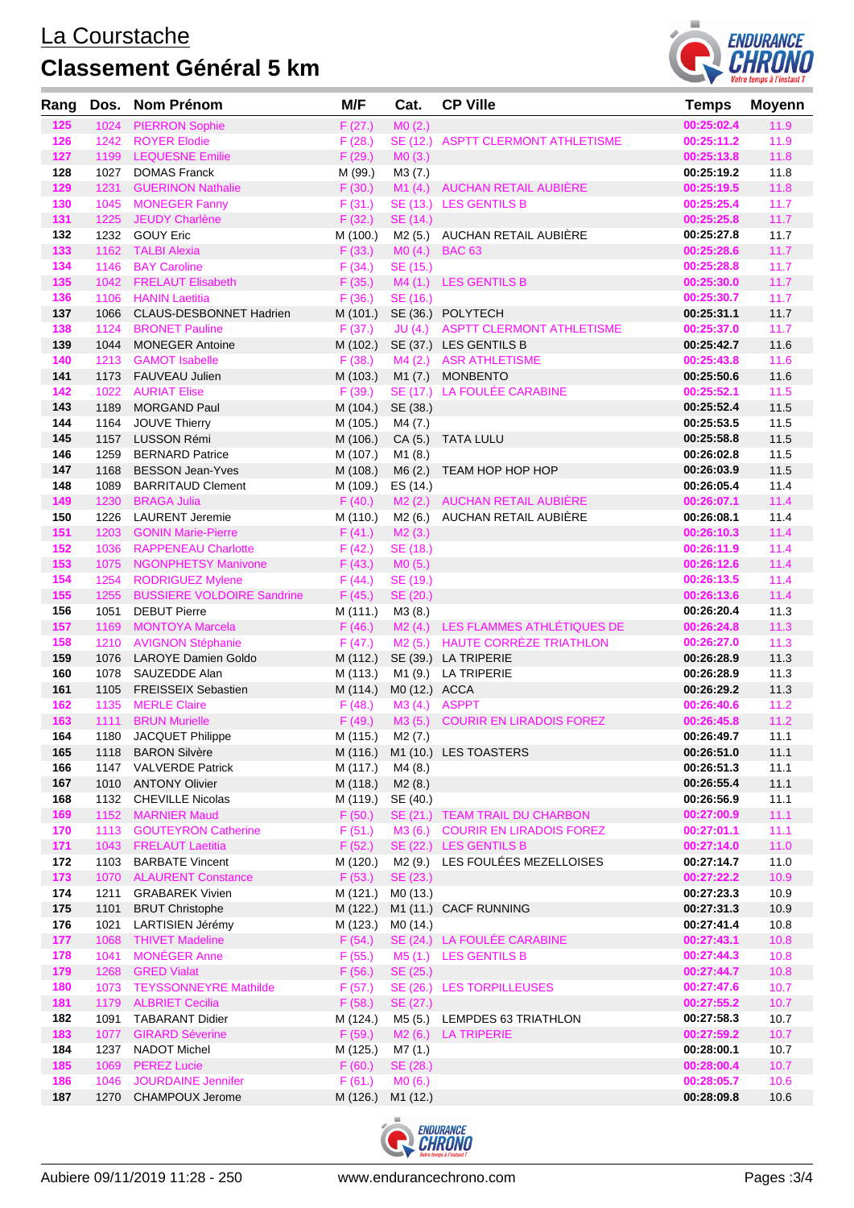# La Courstache

## Classement Général 5 km

| Rang | Dos. | Nom Prénom | M/F | Cat. | CP Ville | Temps | Moyenn |
|---|---|---|---|---|---|---|---|
| 125 | 1024 | PIERRON Sophie | F (27.) | M0 (2.) | | 00:25:02.4 | 11.9 |
| 126 | 1242 | ROYER Elodie | F (28.) | SE (12.) | ASPTT CLERMONT ATHLETISME | 00:25:11.2 | 11.9 |
| 127 | 1199 | LEQUESNE Emilie | F (29.) | M0 (3.) | | 00:25:13.8 | 11.8 |
| 128 | 1027 | DOMAS Franck | M (99.) | M3 (7.) | | 00:25:19.2 | 11.8 |
| 129 | 1231 | GUERINON Nathalie | F (30.) | M1 (4.) | AUCHAN RETAIL AUBIÈRE | 00:25:19.5 | 11.8 |
| 130 | 1045 | MONEGER Fanny | F (31.) | SE (13.) | LES GENTILS B | 00:25:25.4 | 11.7 |
| 131 | 1225 | JEUDY Charlène | F (32.) | SE (14.) | | 00:25:25.8 | 11.7 |
| 132 | 1232 | GOUY Eric | M (100.) | M2 (5.) | AUCHAN RETAIL AUBIÈRE | 00:25:27.8 | 11.7 |
| 133 | 1162 | TALBI Alexia | F (33.) | M0 (4.) | BAC 63 | 00:25:28.6 | 11.7 |
| 134 | 1146 | BAY Caroline | F (34.) | SE (15.) | | 00:25:28.8 | 11.7 |
| 135 | 1042 | FRELAUT Elisabeth | F (35.) | M4 (1.) | LES GENTILS B | 00:25:30.0 | 11.7 |
| 136 | 1106 | HANIN Laetitia | F (36.) | SE (16.) | | 00:25:30.7 | 11.7 |
| 137 | 1066 | CLAUS-DESBONNET Hadrien | M (101.) | SE (36.) | POLYTECH | 00:25:31.1 | 11.7 |
| 138 | 1124 | BRONET Pauline | F (37.) | JU (4.) | ASPTT CLERMONT ATHLETISME | 00:25:37.0 | 11.7 |
| 139 | 1044 | MONEGER Antoine | M (102.) | SE (37.) | LES GENTILS B | 00:25:42.7 | 11.6 |
| 140 | 1213 | GAMOT Isabelle | F (38.) | M4 (2.) | ASR ATHLETISME | 00:25:43.8 | 11.6 |
| 141 | 1173 | FAUVEAU Julien | M (103.) | M1 (7.) | MONBENTO | 00:25:50.6 | 11.6 |
| 142 | 1022 | AURIAT Elise | F (39.) | SE (17.) | LA FOULÉE CARABINE | 00:25:52.1 | 11.5 |
| 143 | 1189 | MORGAND Paul | M (104.) | SE (38.) | | 00:25:52.4 | 11.5 |
| 144 | 1164 | JOUVE Thierry | M (105.) | M4 (7.) | | 00:25:53.5 | 11.5 |
| 145 | 1157 | LUSSON Rémi | M (106.) | CA (5.) | TATA LULU | 00:25:58.8 | 11.5 |
| 146 | 1259 | BERNARD Patrice | M (107.) | M1 (8.) | | 00:26:02.8 | 11.5 |
| 147 | 1168 | BESSON Jean-Yves | M (108.) | M6 (2.) | TEAM HOP HOP HOP | 00:26:03.9 | 11.5 |
| 148 | 1089 | BARRITAUD Clement | M (109.) | ES (14.) | | 00:26:05.4 | 11.4 |
| 149 | 1230 | BRAGA Julia | F (40.) | M2 (2.) | AUCHAN RETAIL AUBIÈRE | 00:26:07.1 | 11.4 |
| 150 | 1226 | LAURENT Jeremie | M (110.) | M2 (6.) | AUCHAN RETAIL AUBIÈRE | 00:26:08.1 | 11.4 |
| 151 | 1203 | GONIN Marie-Pierre | F (41.) | M2 (3.) | | 00:26:10.3 | 11.4 |
| 152 | 1036 | RAPPENEAU Charlotte | F (42.) | SE (18.) | | 00:26:11.9 | 11.4 |
| 153 | 1075 | NGONPHETSY Manivone | F (43.) | M0 (5.) | | 00:26:12.6 | 11.4 |
| 154 | 1254 | RODRIGUEZ Mylene | F (44.) | SE (19.) | | 00:26:13.5 | 11.4 |
| 155 | 1255 | BUSSIERE VOLDOIRE Sandrine | F (45.) | SE (20.) | | 00:26:13.6 | 11.4 |
| 156 | 1051 | DEBUT Pierre | M (111.) | M3 (8.) | | 00:26:20.4 | 11.3 |
| 157 | 1169 | MONTOYA Marcela | F (46.) | M2 (4.) | LES FLAMMES ATHLÉTIQUES DE | 00:26:24.8 | 11.3 |
| 158 | 1210 | AVIGNON Stéphanie | F (47.) | M2 (5.) | HAUTE CORRÈZE TRIATHLON | 00:26:27.0 | 11.3 |
| 159 | 1076 | LAROYE Damien Goldo | M (112.) | SE (39.) | LA TRIPERIE | 00:26:28.9 | 11.3 |
| 160 | 1078 | SAUZEDDE Alan | M (113.) | M1 (9.) | LA TRIPERIE | 00:26:28.9 | 11.3 |
| 161 | 1105 | FREISSEIX Sebastien | M (114.) | M0 (12.) | ACCA | 00:26:29.2 | 11.3 |
| 162 | 1135 | MERLE Claire | F (48.) | M3 (4.) | ASPPT | 00:26:40.6 | 11.2 |
| 163 | 1111 | BRUN Murielle | F (49.) | M3 (5.) | COURIR EN LIRADOIS FOREZ | 00:26:45.8 | 11.2 |
| 164 | 1180 | JACQUET Philippe | M (115.) | M2 (7.) | | 00:26:49.7 | 11.1 |
| 165 | 1118 | BARON Silvère | M (116.) | M1 (10.) | LES TOASTERS | 00:26:51.0 | 11.1 |
| 166 | 1147 | VALVERDE Patrick | M (117.) | M4 (8.) | | 00:26:51.3 | 11.1 |
| 167 | 1010 | ANTONY Olivier | M (118.) | M2 (8.) | | 00:26:55.4 | 11.1 |
| 168 | 1132 | CHEVILLE Nicolas | M (119.) | SE (40.) | | 00:26:56.9 | 11.1 |
| 169 | 1152 | MARNIER Maud | F (50.) | SE (21.) | TEAM TRAIL DU CHARBON | 00:27:00.9 | 11.1 |
| 170 | 1113 | GOUTEYRON Catherine | F (51.) | M3 (6.) | COURIR EN LIRADOIS FOREZ | 00:27:01.1 | 11.1 |
| 171 | 1043 | FRELAUT Laetitia | F (52.) | SE (22.) | LES GENTILS B | 00:27:14.0 | 11.0 |
| 172 | 1103 | BARBATE Vincent | M (120.) | M2 (9.) | LES FOULÉES MEZELLOISES | 00:27:14.7 | 11.0 |
| 173 | 1070 | ALAURENT Constance | F (53.) | SE (23.) | | 00:27:22.2 | 10.9 |
| 174 | 1211 | GRABAREK Vivien | M (121.) | M0 (13.) | | 00:27:23.3 | 10.9 |
| 175 | 1101 | BRUT Christophe | M (122.) | M1 (11.) | CACF RUNNING | 00:27:31.3 | 10.9 |
| 176 | 1021 | LARTISIEN Jérémy | M (123.) | M0 (14.) | | 00:27:41.4 | 10.8 |
| 177 | 1068 | THIVET Madeline | F (54.) | SE (24.) | LA FOULÉE CARABINE | 00:27:43.1 | 10.8 |
| 178 | 1041 | MONÉGER Anne | F (55.) | M5 (1.) | LES GENTILS B | 00:27:44.3 | 10.8 |
| 179 | 1268 | GRED Vialat | F (56.) | SE (25.) | | 00:27:44.7 | 10.8 |
| 180 | 1073 | TEYSSONNEYRE Mathilde | F (57.) | SE (26.) | LES TORPILLEUSES | 00:27:47.6 | 10.7 |
| 181 | 1179 | ALBRIET Cecilia | F (58.) | SE (27.) | | 00:27:55.2 | 10.7 |
| 182 | 1091 | TABARANT Didier | M (124.) | M5 (5.) | LEMPDES 63 TRIATHLON | 00:27:58.3 | 10.7 |
| 183 | 1077 | GIRARD Séverine | F (59.) | M2 (6.) | LA TRIPERIE | 00:27:59.2 | 10.7 |
| 184 | 1237 | NADOT Michel | M (125.) | M7 (1.) | | 00:28:00.1 | 10.7 |
| 185 | 1069 | PEREZ Lucie | F (60.) | SE (28.) | | 00:28:00.4 | 10.7 |
| 186 | 1046 | JOURDAINE Jennifer | F (61.) | M0 (6.) | | 00:28:05.7 | 10.6 |
| 187 | 1270 | CHAMPOUX Jerome | M (126.) | M1 (12.) | | 00:28:09.8 | 10.6 |

Aubiere 09/11/2019 11:28 - 250 www.endurancechrono.com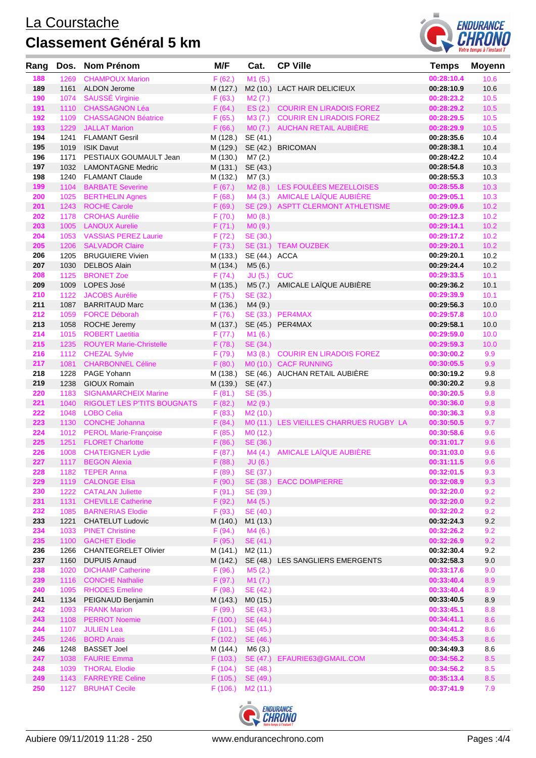# La Courstache

## Classement Général 5 km

| Rang | Dos. | Nom Prénom | M/F | Cat. | CP Ville | Temps | Moyenn |
|---|---|---|---|---|---|---|---|
| 188 | 1269 | CHAMPOUX Marion | F (62.) | M1 (5.) | | 00:28:10.4 | 10.6 |
| 189 | 1161 | ALDON Jerome | M (127.) | M2 (10.) | LACT HAIR DELICIEUX | 00:28:10.9 | 10.6 |
| 190 | 1074 | SAUSSÉ Virginie | F (63.) | M2 (7.) | | 00:28:23.2 | 10.5 |
| 191 | 1110 | CHASSAGNON Léa | F (64.) | ES (2.) | COURIR EN LIRADOIS FOREZ | 00:28:29.2 | 10.5 |
| 192 | 1109 | CHASSAGNON Béatrice | F (65.) | M3 (7.) | COURIR EN LIRADOIS FOREZ | 00:28:29.5 | 10.5 |
| 193 | 1229 | JALLAT Marion | F (66.) | M0 (7.) | AUCHAN RETAIL AUBIÈRE | 00:28:29.9 | 10.5 |
| 194 | 1241 | FLAMANT Gesril | M (128.) | SE (41.) | | 00:28:35.6 | 10.4 |
| 195 | 1019 | ISIK Davut | M (129.) | SE (42.) | BRICOMAN | 00:28:38.1 | 10.4 |
| 196 | 1171 | PESTIAUX GOUMAULT Jean | M (130.) | M7 (2.) | | 00:28:42.2 | 10.4 |
| 197 | 1032 | LAMONTAGNE Medric | M (131.) | SE (43.) | | 00:28:54.8 | 10.3 |
| 198 | 1240 | FLAMANT Claude | M (132.) | M7 (3.) | | 00:28:55.3 | 10.3 |
| 199 | 1104 | BARBATE Severine | F (67.) | M2 (8.) | LES FOULÉES MEZELLOISES | 00:28:55.8 | 10.3 |
| 200 | 1025 | BERTHELIN Agnes | F (68.) | M4 (3.) | AMICALE LAÏQUE AUBIÈRE | 00:29:05.1 | 10.3 |
| 201 | 1243 | ROCHE Carole | F (69.) | SE (29.) | ASPTT CLERMONT ATHLETISME | 00:29:09.6 | 10.2 |
| 202 | 1178 | CROHAS Aurélie | F (70.) | M0 (8.) | | 00:29:12.3 | 10.2 |
| 203 | 1005 | LANOUX Aurelie | F (71.) | M0 (9.) | | 00:29:14.1 | 10.2 |
| 204 | 1053 | VASSIAS PEREZ Laurie | F (72.) | SE (30.) | | 00:29:17.2 | 10.2 |
| 205 | 1206 | SALVADOR Claire | F (73.) | SE (31.) | TEAM OUZBEK | 00:29:20.1 | 10.2 |
| 206 | 1205 | BRUGUIERE Vivien | M (133.) | SE (44.) | ACCA | 00:29:20.1 | 10.2 |
| 207 | 1030 | DELBOS Alain | M (134.) | M5 (6.) | | 00:29:24.4 | 10.2 |
| 208 | 1125 | BRONET Zoe | F (74.) | JU (5.) | CUC | 00:29:33.5 | 10.1 |
| 209 | 1009 | LOPES José | M (135.) | M5 (7.) | AMICALE LAÏQUE AUBIÈRE | 00:29:36.2 | 10.1 |
| 210 | 1122 | JACOBS Aurélie | F (75.) | SE (32.) | | 00:29:39.9 | 10.1 |
| 211 | 1087 | BARRITAUD Marc | M (136.) | M4 (9.) | | 00:29:56.3 | 10.0 |
| 212 | 1059 | FORCE Déborah | F (76.) | SE (33.) | PER4MAX | 00:29:57.8 | 10.0 |
| 213 | 1058 | ROCHE Jeremy | M (137.) | SE (45.) | PER4MAX | 00:29:58.1 | 10.0 |
| 214 | 1015 | ROBERT Laetitia | F (77.) | M1 (6.) | | 00:29:59.0 | 10.0 |
| 215 | 1235 | ROUYER Marie-Christelle | F (78.) | SE (34.) | | 00:29:59.3 | 10.0 |
| 216 | 1112 | CHEZAL Sylvie | F (79.) | M3 (8.) | COURIR EN LIRADOIS FOREZ | 00:30:00.2 | 9.9 |
| 217 | 1081 | CHARBONNEL Céline | F (80.) | M0 (10.) | CACF RUNNING | 00:30:05.5 | 9.9 |
| 218 | 1228 | PAGE Yohann | M (138.) | SE (46.) | AUCHAN RETAIL AUBIÈRE | 00:30:19.2 | 9.8 |
| 219 | 1238 | GIOUX Romain | M (139.) | SE (47.) | | 00:30:20.2 | 9.8 |
| 220 | 1183 | SIGNAMARCHEIX Marine | F (81.) | SE (35.) | | 00:30:20.5 | 9.8 |
| 221 | 1040 | RIGOLET LES P'TITS BOUGNATS | F (82.) | M2 (9.) | | 00:30:36.0 | 9.8 |
| 222 | 1048 | LOBO Celia | F (83.) | M2 (10.) | | 00:30:36.3 | 9.8 |
| 223 | 1130 | CONCHE Johanna | F (84.) | M0 (11.) | LES VIEILLES CHARRUES RUGBY LA | 00:30:50.5 | 9.7 |
| 224 | 1012 | PEROL Marie-Françoise | F (85.) | M0 (12.) | | 00:30:58.6 | 9.6 |
| 225 | 1251 | FLORET Charlotte | F (86.) | SE (36.) | | 00:31:01.7 | 9.6 |
| 226 | 1008 | CHATEIGNER Lydie | F (87.) | M4 (4.) | AMICALE LAÏQUE AUBIÈRE | 00:31:03.0 | 9.6 |
| 227 | 1117 | BEGON Alexia | F (88.) | JU (6.) | | 00:31:11.5 | 9.6 |
| 228 | 1182 | TEPER Anna | F (89.) | SE (37.) | | 00:32:01.5 | 9.3 |
| 229 | 1119 | CALONGE Elsa | F (90.) | SE (38.) | EACC DOMPIERRE | 00:32:08.9 | 9.3 |
| 230 | 1222 | CATALAN Juliette | F (91.) | SE (39.) | | 00:32:20.0 | 9.2 |
| 231 | 1131 | CHEVILLE Catherine | F (92.) | M4 (5.) | | 00:32:20.0 | 9.2 |
| 232 | 1085 | BARNERIAS Elodie | F (93.) | SE (40.) | | 00:32:20.2 | 9.2 |
| 233 | 1221 | CHATELUT Ludovic | M (140.) | M1 (13.) | | 00:32:24.3 | 9.2 |
| 234 | 1033 | PINET Christine | F (94.) | M4 (6.) | | 00:32:26.2 | 9.2 |
| 235 | 1100 | GACHET Elodie | F (95.) | SE (41.) | | 00:32:26.9 | 9.2 |
| 236 | 1266 | CHANTEGRELET Olivier | M (141.) | M2 (11.) | | 00:32:30.4 | 9.2 |
| 237 | 1160 | DUPUIS Arnaud | M (142.) | SE (48.) | LES SANGLIERS EMERGENTS | 00:32:58.3 | 9.0 |
| 238 | 1020 | DICHAMP Catherine | F (96.) | M5 (2.) | | 00:33:17.6 | 9.0 |
| 239 | 1116 | CONCHE Nathalie | F (97.) | M1 (7.) | | 00:33:40.4 | 8.9 |
| 240 | 1095 | RHODES Emeline | F (98.) | SE (42.) | | 00:33:40.4 | 8.9 |
| 241 | 1134 | PEIGNAUD Benjamin | M (143.) | M0 (15.) | | 00:33:40.5 | 8.9 |
| 242 | 1093 | FRANK Marion | F (99.) | SE (43.) | | 00:33:45.1 | 8.8 |
| 243 | 1108 | PERROT Noemie | F (100.) | SE (44.) | | 00:34:41.1 | 8.6 |
| 244 | 1107 | JULIEN Lea | F (101.) | SE (45.) | | 00:34:41.2 | 8.6 |
| 245 | 1246 | BORD Anais | F (102.) | SE (46.) | | 00:34:45.3 | 8.6 |
| 246 | 1248 | BASSET Joel | M (144.) | M6 (3.) | | 00:34:49.3 | 8.6 |
| 247 | 1038 | FAURIE Emma | F (103.) | SE (47.) | EFAURIE63@GMAIL.COM | 00:34:56.2 | 8.5 |
| 248 | 1039 | THORAL Elodie | F (104.) | SE (48.) | | 00:34:56.2 | 8.5 |
| 249 | 1143 | FARREYRE Celine | F (105.) | SE (49.) | | 00:35:13.4 | 8.5 |
| 250 | 1127 | BRUHAT Cecile | F (106.) | M2 (11.) | | 00:37:41.9 | 7.9 |

Aubiere 09/11/2019 11:28 - 250 www.endurancechrono.com